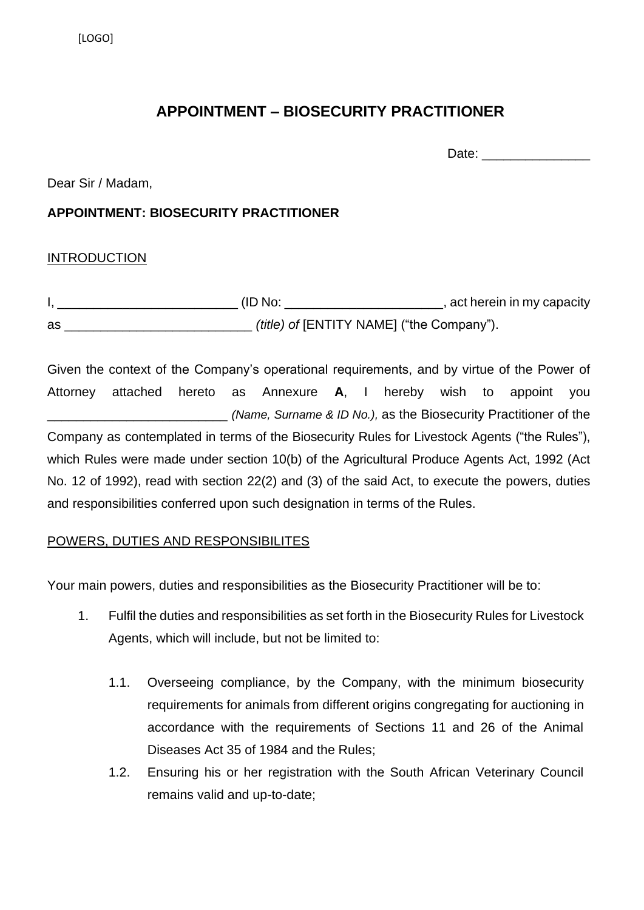[LOGO]

# APPOINTMENT – BIOSECURITY PRACTITIONER

Date: _______________

Dear Sir / Madam,

**APPOINTMENT: BIOSECURITY PRACTITIONER**

<u>INTRODUCTION</u>

I, _________________________ (ID No: ______________________, act herein in my capacity as __________________________ *(title) of* [ENTITY NAME] ("the Company").

Given the context of the Company's operational requirements, and by virtue of the Power of Attorney attached hereto as Annexure **A**, I hereby wish to appoint you _________________________ *(Name, Surname & ID No.),* as the Biosecurity Practitioner of the Company as contemplated in terms of the Biosecurity Rules for Livestock Agents ("the Rules"), which Rules were made under section 10(b) of the Agricultural Produce Agents Act, 1992 (Act No. 12 of 1992), read with section 22(2) and (3) of the said Act, to execute the powers, duties and responsibilities conferred upon such designation in terms of the Rules.

<u>POWERS, DUTIES AND RESPONSIBILITES</u>

Your main powers, duties and responsibilities as the Biosecurity Practitioner will be to:

1. Fulfil the duties and responsibilities as set forth in the Biosecurity Rules for Livestock Agents, which will include, but not be limited to:

   1.1. Overseeing compliance, by the Company, with the minimum biosecurity requirements for animals from different origins congregating for auctioning in accordance with the requirements of Sections 11 and 26 of the Animal Diseases Act 35 of 1984 and the Rules;

   1.2. Ensuring his or her registration with the South African Veterinary Council remains valid and up-to-date;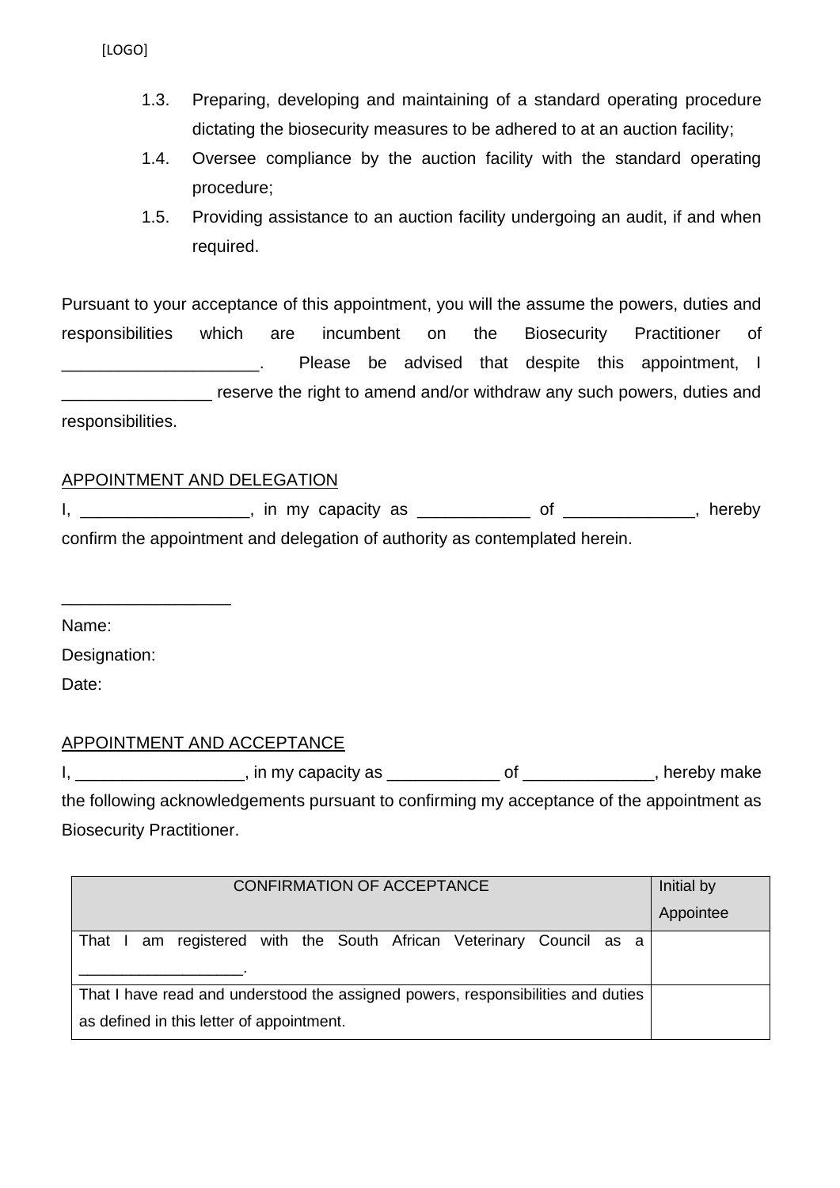[LOGO]

1.3. Preparing, developing and maintaining of a standard operating procedure dictating the biosecurity measures to be adhered to at an auction facility;

1.4. Oversee compliance by the auction facility with the standard operating procedure;

1.5. Providing assistance to an auction facility undergoing an audit, if and when required.

Pursuant to your acceptance of this appointment, you will the assume the powers, duties and responsibilities which are incumbent on the Biosecurity Practitioner of _____________________. Please be advised that despite this appointment, I ________________ reserve the right to amend and/or withdraw any such powers, duties and responsibilities.

APPOINTMENT AND DELEGATION

I, __________________, in my capacity as ____________ of ______________, hereby confirm the appointment and delegation of authority as contemplated herein.

__________________

Name:

Designation:

Date:

APPOINTMENT AND ACCEPTANCE

I, __________________, in my capacity as ____________ of ______________, hereby make the following acknowledgements pursuant to confirming my acceptance of the appointment as Biosecurity Practitioner.

| CONFIRMATION OF ACCEPTANCE | Initial by Appointee |
|---|---|
| That I am registered with the South African Veterinary Council as a __________________. | |
| That I have read and understood the assigned powers, responsibilities and duties as defined in this letter of appointment. | |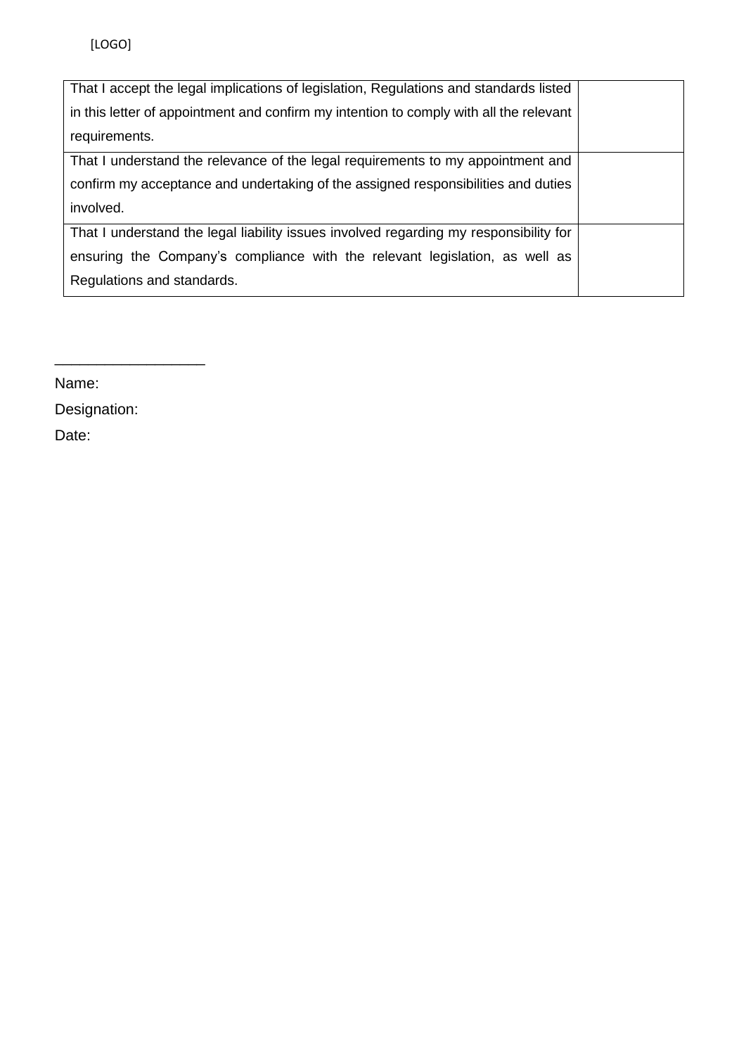[LOGO]

| | |
|---|---|
| That I accept the legal implications of legislation, Regulations and standards listed in this letter of appointment and confirm my intention to comply with all the relevant requirements. | |
| That I understand the relevance of the legal requirements to my appointment and confirm my acceptance and undertaking of the assigned responsibilities and duties involved. | |
| That I understand the legal liability issues involved regarding my responsibility for ensuring the Company's compliance with the relevant legislation, as well as Regulations and standards. | |

__________________

Name:

Designation:

Date: